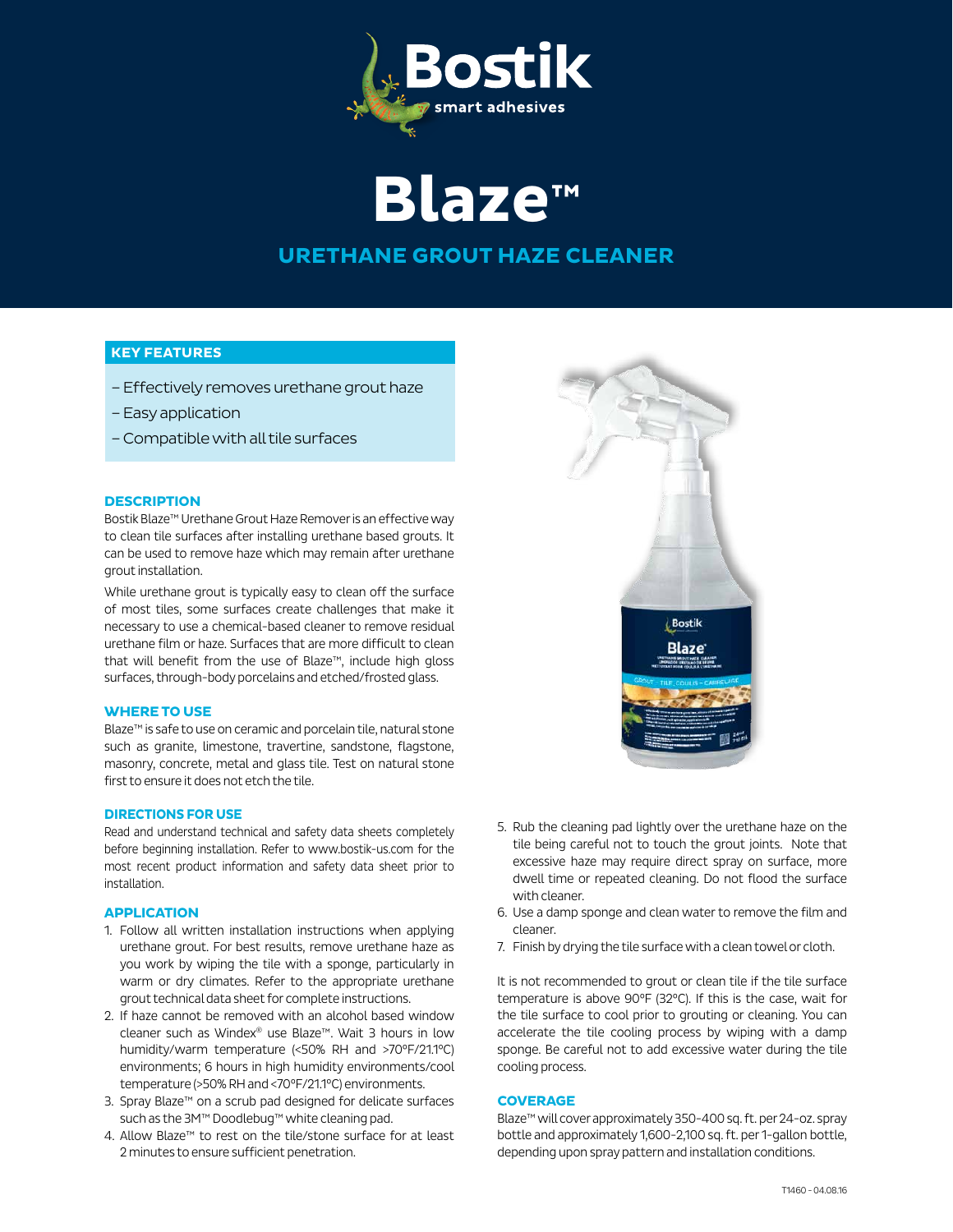# Bostik

smart adhesives

# Blaze™

## URETHANE GROUT HAZE CLEANER

### KEY FEATURES

- Effectively removes urethane grout haze
- Easy application
- Compatible with all tile surfaces

### DESCRIPTION

Bostik Blaze™ Urethane Grout Haze Remover is an effective way to clean tile surfaces after installing urethane based grouts. It can be used to remove haze which may remain after urethane grout installation.

While urethane grout is typically easy to clean off the surface of most tiles, some surfaces create challenges that make it necessary to use a chemical-based cleaner to remove residual urethane film or haze. Surfaces that are more difficult to clean that will benefit from the use of Blaze™, include high gloss surfaces, through-body porcelains and etched/frosted glass.

### WHERE TO USE

Blaze™ is safe to use on ceramic and porcelain tile, natural stone such as granite, limestone, travertine, sandstone, flagstone, masonry, concrete, metal and glass tile. Test on natural stone first to ensure it does not etch the tile.

### DIRECTIONS FOR USE

Read and understand technical and safety data sheets completely before beginning installation. Refer to www.bostik-us.com for the most recent product information and safety data sheet prior to installation.

### APPLICATION

1. Follow all written installation instructions when applying urethane grout. For best results, remove urethane haze as you work by wiping the tile with a sponge, particularly in warm or dry climates. Refer to the appropriate urethane grout technical data sheet for complete instructions.
2. If haze cannot be removed with an alcohol based window cleaner such as Windex® use Blaze™. Wait 3 hours in low humidity/warm temperature (<50% RH and >70°F/21.1°C) environments; 6 hours in high humidity environments/cool temperature (>50% RH and <70°F/21.1°C) environments.
3. Spray Blaze™ on a scrub pad designed for delicate surfaces such as the 3M™ Doodlebug™ white cleaning pad.
4. Allow Blaze™ to rest on the tile/stone surface for at least 2 minutes to ensure sufficient penetration.
5. Rub the cleaning pad lightly over the urethane haze on the tile being careful not to touch the grout joints. Note that excessive haze may require direct spray on surface, more dwell time or repeated cleaning. Do not flood the surface with cleaner.
6. Use a damp sponge and clean water to remove the film and cleaner.
7. Finish by drying the tile surface with a clean towel or cloth.

It is not recommended to grout or clean tile if the tile surface temperature is above 90°F (32°C). If this is the case, wait for the tile surface to cool prior to grouting or cleaning. You can accelerate the tile cooling process by wiping with a damp sponge. Be careful not to add excessive water during the tile cooling process.

### COVERAGE

Blaze™ will cover approximately 350-400 sq. ft. per 24-oz. spray bottle and approximately 1,600-2,100 sq. ft. per 1-gallon bottle, depending upon spray pattern and installation conditions.

T1460 - 04.08.16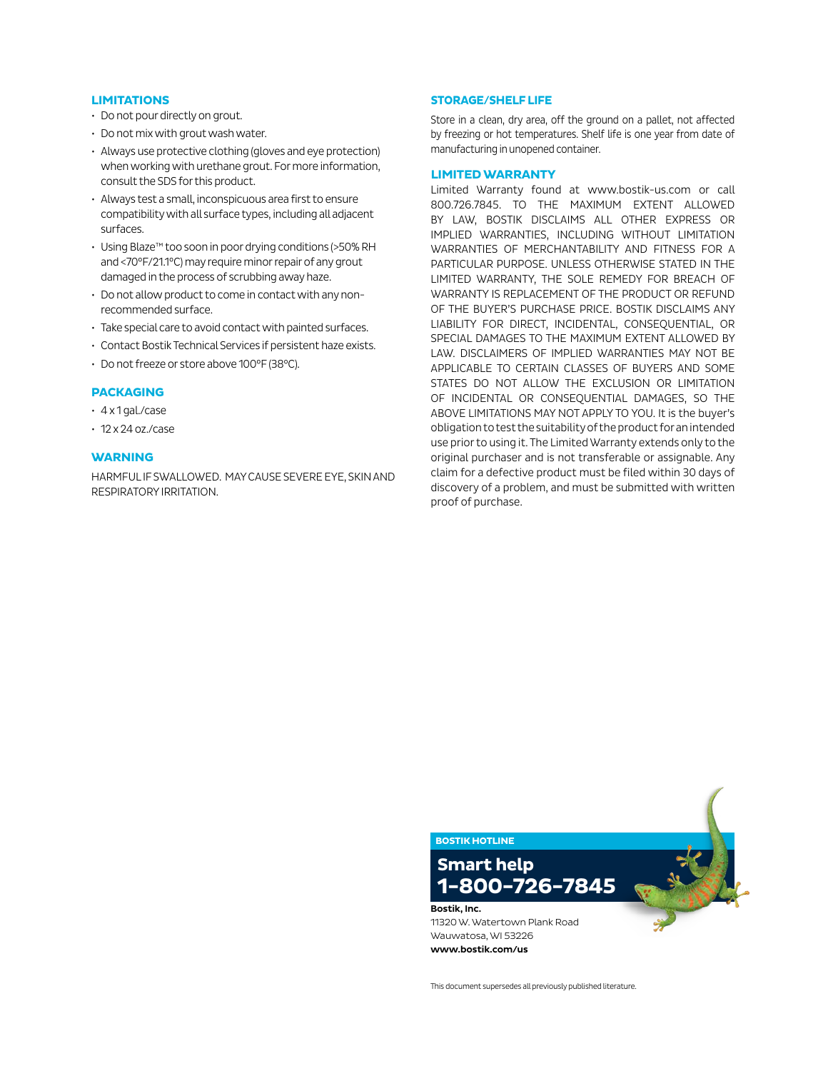## LIMITATIONS

- Do not pour directly on grout.
- Do not mix with grout wash water.
- Always use protective clothing (gloves and eye protection) when working with urethane grout. For more information, consult the SDS for this product.
- Always test a small, inconspicuous area first to ensure compatibility with all surface types, including all adjacent surfaces.
- Using Blaze™ too soon in poor drying conditions (>50% RH and <70°F/21.1°C) may require minor repair of any grout damaged in the process of scrubbing away haze.
- Do not allow product to come in contact with any non-recommended surface.
- Take special care to avoid contact with painted surfaces.
- Contact Bostik Technical Services if persistent haze exists.
- Do not freeze or store above 100°F (38°C).

## PACKAGING

- 4 x 1 gal./case
- 12 x 24 oz./case

## WARNING

HARMFUL IF SWALLOWED. MAY CAUSE SEVERE EYE, SKIN AND RESPIRATORY IRRITATION.

## STORAGE/SHELF LIFE

Store in a clean, dry area, off the ground on a pallet, not affected by freezing or hot temperatures. Shelf life is one year from date of manufacturing in unopened container.

## LIMITED WARRANTY

Limited Warranty found at www.bostik-us.com or call 800.726.7845. TO THE MAXIMUM EXTENT ALLOWED BY LAW, BOSTIK DISCLAIMS ALL OTHER EXPRESS OR IMPLIED WARRANTIES, INCLUDING WITHOUT LIMITATION WARRANTIES OF MERCHANTABILITY AND FITNESS FOR A PARTICULAR PURPOSE. UNLESS OTHERWISE STATED IN THE LIMITED WARRANTY, THE SOLE REMEDY FOR BREACH OF WARRANTY IS REPLACEMENT OF THE PRODUCT OR REFUND OF THE BUYER'S PURCHASE PRICE. BOSTIK DISCLAIMS ANY LIABILITY FOR DIRECT, INCIDENTAL, CONSEQUENTIAL, OR SPECIAL DAMAGES TO THE MAXIMUM EXTENT ALLOWED BY LAW. DISCLAIMERS OF IMPLIED WARRANTIES MAY NOT BE APPLICABLE TO CERTAIN CLASSES OF BUYERS AND SOME STATES DO NOT ALLOW THE EXCLUSION OR LIMITATION OF INCIDENTAL OR CONSEQUENTIAL DAMAGES, SO THE ABOVE LIMITATIONS MAY NOT APPLY TO YOU. It is the buyer's obligation to test the suitability of the product for an intended use prior to using it. The Limited Warranty extends only to the original purchaser and is not transferable or assignable. Any claim for a defective product must be filed within 30 days of discovery of a problem, and must be submitted with written proof of purchase.

**BOSTIK HOTLINE**

**Smart help**
**1-800-726-7845**

**Bostik, Inc.**
11320 W. Watertown Plank Road
Wauwatosa, WI 53226
**www.bostik.com/us**

This document supersedes all previously published literature.